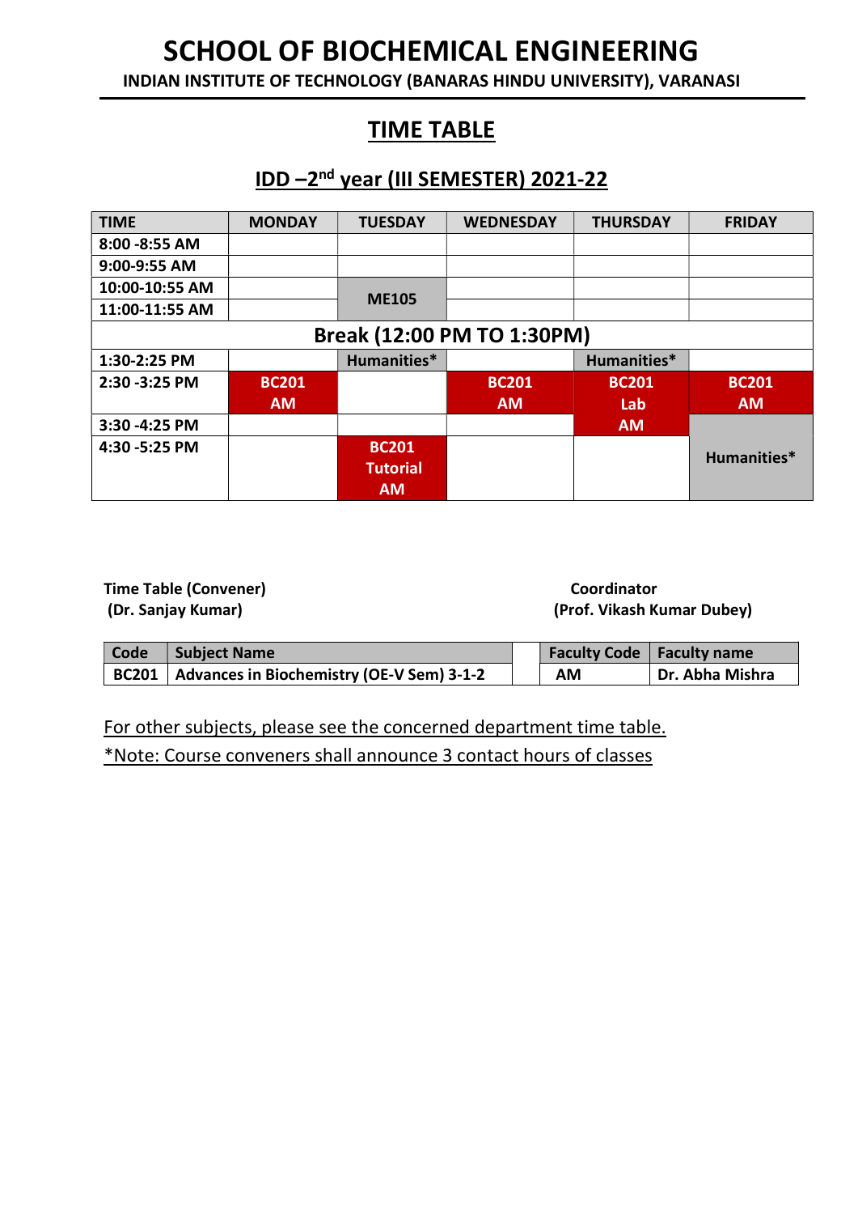# SCHOOL OF BIOCHEMICAL ENGINEERING

**INDIAN INSTITUTE OF TECHNOLOGY (BANARAS HINDU UNIVERSITY), VARANASI**

## TIME TABLE

### IDD –2nd year (III SEMESTER) 2021-22

| TIME | MONDAY | TUESDAY | WEDNESDAY | THURSDAY | FRIDAY |
|---|---|---|---|---|---|
| 8:00 -8:55 AM | | | | | |
| 9:00-9:55 AM | | | | | |
| 10:00-10:55 AM | | ME105 | | | |
| 11:00-11:55 AM | | ME105 | | | |
| Break (12:00 PM TO 1:30PM) | | | | | |
| 1:30-2:25 PM | | Humanities* | | Humanities* | |
| 2:30 -3:25 PM | BC201 AM | | BC201 AM | BC201 Lab AM | BC201 AM |
| 3:30 -4:25 PM | | | | BC201 Lab AM | Humanities* |
| 4:30 -5:25 PM | | BC201 Tutorial AM | | | Humanities* |

**Time Table (Convener)**
**(Dr. Sanjay Kumar)**

**Coordinator**
**(Prof. Vikash Kumar Dubey)**

| Code | Subject Name | | Faculty Code | Faculty name |
|---|---|---|---|---|
| BC201 | Advances in Biochemistry (OE-V Sem) 3-1-2 | | AM | Dr. Abha Mishra |

For other subjects, please see the concerned department time table.

*Note: Course conveners shall announce 3 contact hours of classes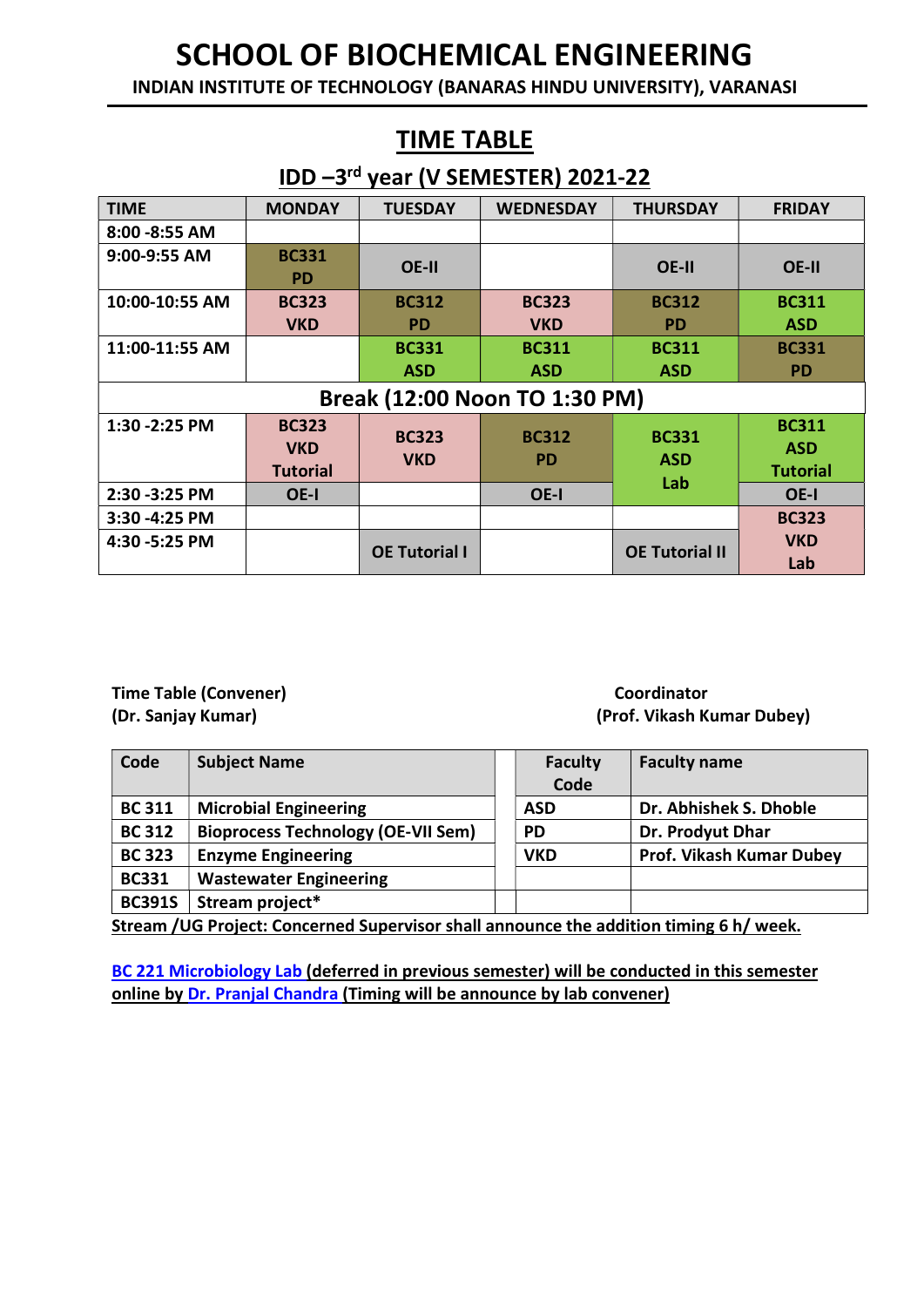# SCHOOL OF BIOCHEMICAL ENGINEERING

**INDIAN INSTITUTE OF TECHNOLOGY (BANARAS HINDU UNIVERSITY), VARANASI**

## TIME TABLE

### IDD –3rd year (V SEMESTER) 2021-22

| TIME | MONDAY | TUESDAY | WEDNESDAY | THURSDAY | FRIDAY |
|---|---|---|---|---|---|
| 8:00 -8:55 AM | | | | | |
| 9:00-9:55 AM | BC331 PD | OE-II | | OE-II | OE-II |
| 10:00-10:55 AM | BC323 VKD | BC312 PD | BC323 VKD | BC312 PD | BC311 ASD |
| 11:00-11:55 AM | | BC331 ASD | BC311 ASD | BC311 ASD | BC331 PD |
| **Break (12:00 Noon TO 1:30 PM)** | | | | | |
| 1:30 -2:25 PM | BC323 VKD Tutorial | BC323 VKD | BC312 PD | BC331 ASD Lab | BC311 ASD Tutorial |
| 2:30 -3:25 PM | OE-I | | OE-I | | OE-I |
| 3:30 -4:25 PM | | | | | BC323 VKD Lab |
| 4:30 -5:25 PM | | OE Tutorial I | | OE Tutorial II | |

**Time Table (Convener)**
**(Dr. Sanjay Kumar)**

**Coordinator**
**(Prof. Vikash Kumar Dubey)**

| Code | Subject Name | Faculty Code | Faculty name |
|---|---|---|---|
| BC 311 | Microbial Engineering | ASD | Dr. Abhishek S. Dhoble |
| BC 312 | Bioprocess Technology (OE-VII Sem) | PD | Dr. Prodyut Dhar |
| BC 323 | Enzyme Engineering | VKD | Prof. Vikash Kumar Dubey |
| BC331 | Wastewater Engineering | | |
| BC391S | Stream project* | | |

**Stream /UG Project: Concerned Supervisor shall announce the addition timing 6 h/ week.**

**BC 221 Microbiology Lab (deferred in previous semester) will be conducted in this semester online by Dr. Pranjal Chandra (Timing will be announce by lab convener)**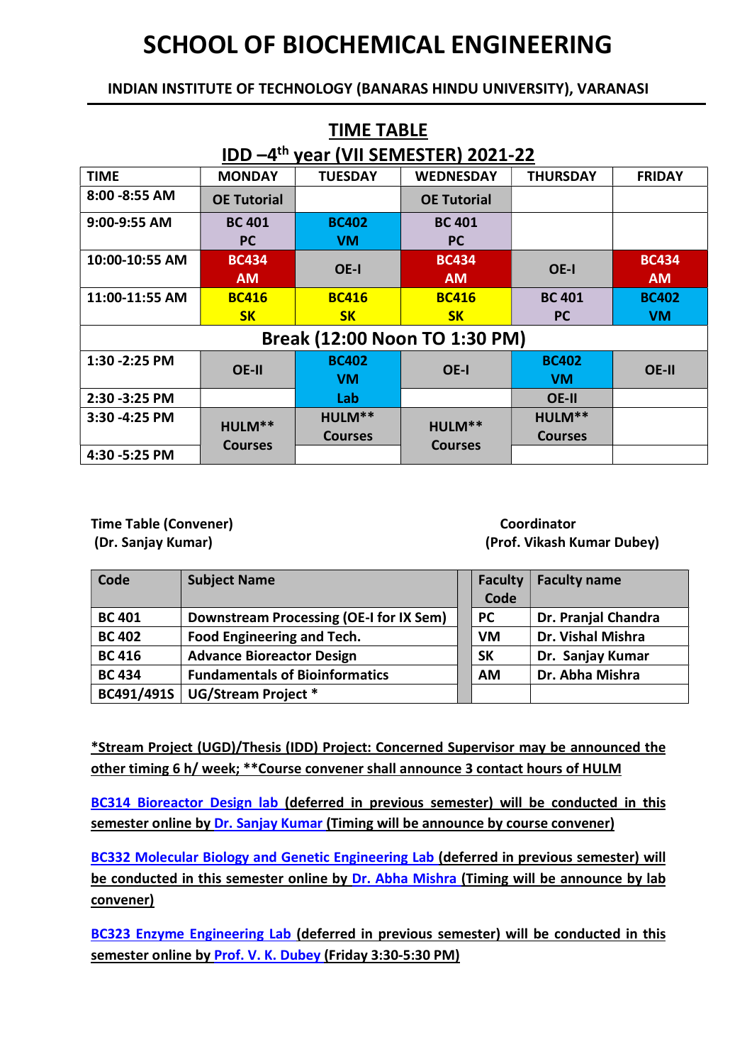# SCHOOL OF BIOCHEMICAL ENGINEERING

**INDIAN INSTITUTE OF TECHNOLOGY (BANARAS HINDU UNIVERSITY), VARANASI**

## TIME TABLE

## IDD –4th year (VII SEMESTER) 2021-22

| TIME | MONDAY | TUESDAY | WEDNESDAY | THURSDAY | FRIDAY |
|---|---|---|---|---|---|
| 8:00 -8:55 AM | OE Tutorial | | OE Tutorial | | |
| 9:00-9:55 AM | BC 401 PC | BC402 VM | BC 401 PC | | |
| 10:00-10:55 AM | BC434 AM | OE-I | BC434 AM | OE-I | BC434 AM |
| 11:00-11:55 AM | BC416 SK | BC416 SK | BC416 SK | BC 401 PC | BC402 VM |
| **Break (12:00 Noon TO 1:30 PM)** | | | | | |
| 1:30 -2:25 PM | OE-II | BC402 VM | OE-I | BC402 VM | OE-II |
| 2:30 -3:25 PM | | Lab | | OE-II | |
| 3:30 -4:25 PM | HULM** Courses | HULM** Courses | HULM** Courses | HULM** Courses | |
| 4:30 -5:25 PM | | | | | |

**Time Table (Convener)**
**(Dr. Sanjay Kumar)**

**Coordinator**
**(Prof. Vikash Kumar Dubey)**

| Code | Subject Name | Faculty Code | Faculty name |
|---|---|---|---|
| BC 401 | Downstream Processing (OE-I for IX Sem) | PC | Dr. Pranjal Chandra |
| BC 402 | Food Engineering and Tech. | VM | Dr. Vishal Mishra |
| BC 416 | Advance Bioreactor Design | SK | Dr. Sanjay Kumar |
| BC 434 | Fundamentals of Bioinformatics | AM | Dr. Abha Mishra |
| BC491/491S | UG/Stream Project * | | |

***Stream Project (UGD)/Thesis (IDD) Project: Concerned Supervisor may be announced the other timing 6 h/ week; **Course convener shall announce 3 contact hours of HULM**

**BC314 Bioreactor Design lab (deferred in previous semester) will be conducted in this semester online by Dr. Sanjay Kumar (Timing will be announce by course convener)**

**BC332 Molecular Biology and Genetic Engineering Lab (deferred in previous semester) will be conducted in this semester online by Dr. Abha Mishra (Timing will be announce by lab convener)**

**BC323 Enzyme Engineering Lab (deferred in previous semester) will be conducted in this semester online by Prof. V. K. Dubey (Friday 3:30-5:30 PM)**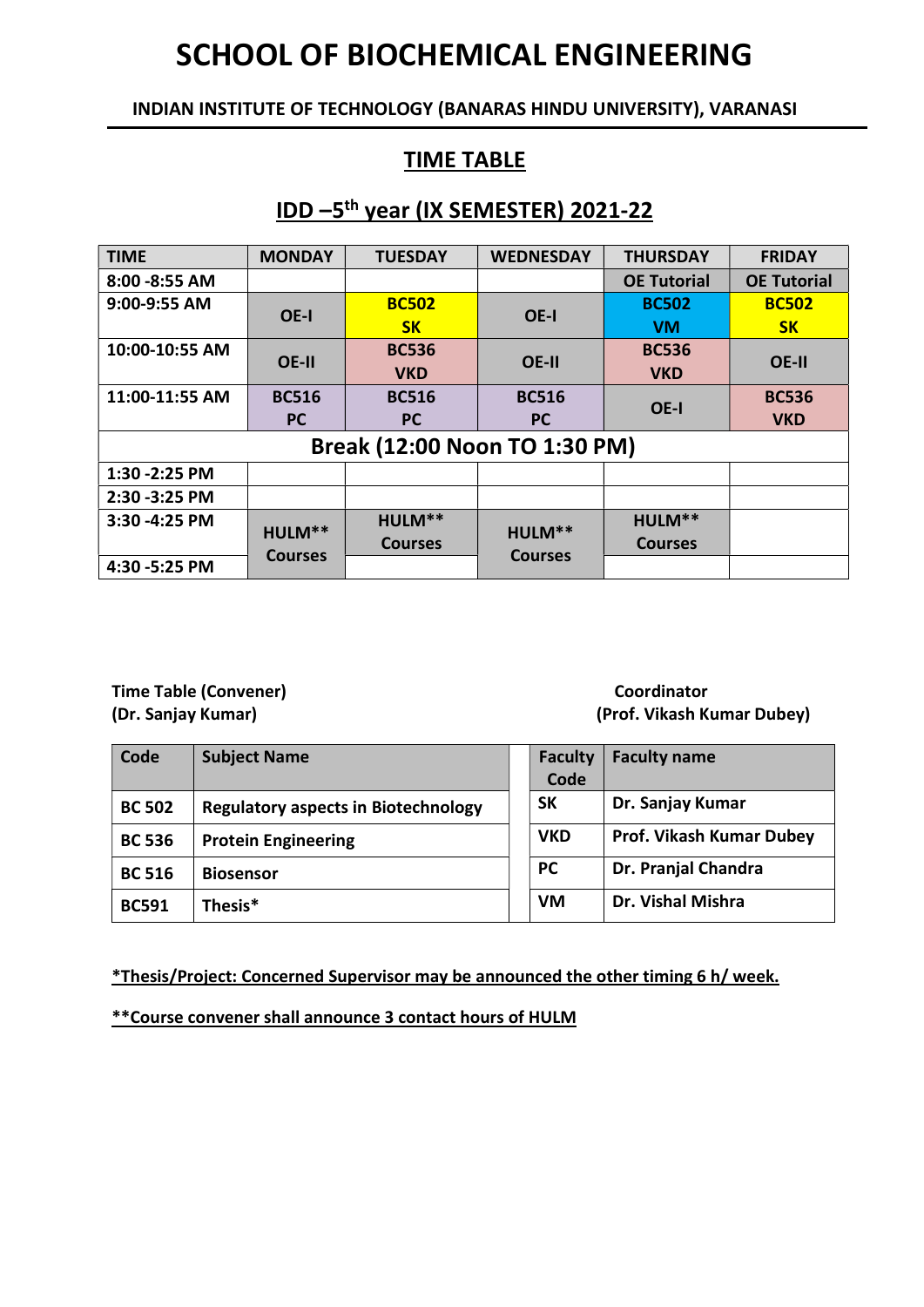# SCHOOL OF BIOCHEMICAL ENGINEERING

**INDIAN INSTITUTE OF TECHNOLOGY (BANARAS HINDU UNIVERSITY), VARANASI**

## TIME TABLE

## IDD –5th year (IX SEMESTER) 2021-22

| TIME | MONDAY | TUESDAY | WEDNESDAY | THURSDAY | FRIDAY |
|---|---|---|---|---|---|
| 8:00 -8:55 AM | | | | OE Tutorial | OE Tutorial |
| 9:00-9:55 AM | OE-I | BC502 SK | OE-I | BC502 VM | BC502 SK |
| 10:00-10:55 AM | OE-II | BC536 VKD | OE-II | BC536 VKD | OE-II |
| 11:00-11:55 AM | BC516 PC | BC516 PC | BC516 PC | OE-I | BC536 VKD |
| **Break (12:00 Noon TO 1:30 PM)** | | | | | |
| 1:30 -2:25 PM | | | | | |
| 2:30 -3:25 PM | | | | | |
| 3:30 -4:25 PM | HULM** Courses | HULM** Courses | HULM** Courses | HULM** Courses | |
| 4:30 -5:25 PM | | | | | |

**Time Table (Convener)**
**(Dr. Sanjay Kumar)**

**Coordinator**
**(Prof. Vikash Kumar Dubey)**

| Code | Subject Name |
|---|---|
| BC 502 | Regulatory aspects in Biotechnology |
| BC 536 | Protein Engineering |
| BC 516 | Biosensor |
| BC591 | Thesis* |

| Faculty Code | Faculty name |
|---|---|
| SK | Dr. Sanjay Kumar |
| VKD | Prof. Vikash Kumar Dubey |
| PC | Dr. Pranjal Chandra |
| VM | Dr. Vishal Mishra |

**\*Thesis/Project: Concerned Supervisor may be announced the other timing 6 h/ week.**

**\*\*Course convener shall announce 3 contact hours of HULM**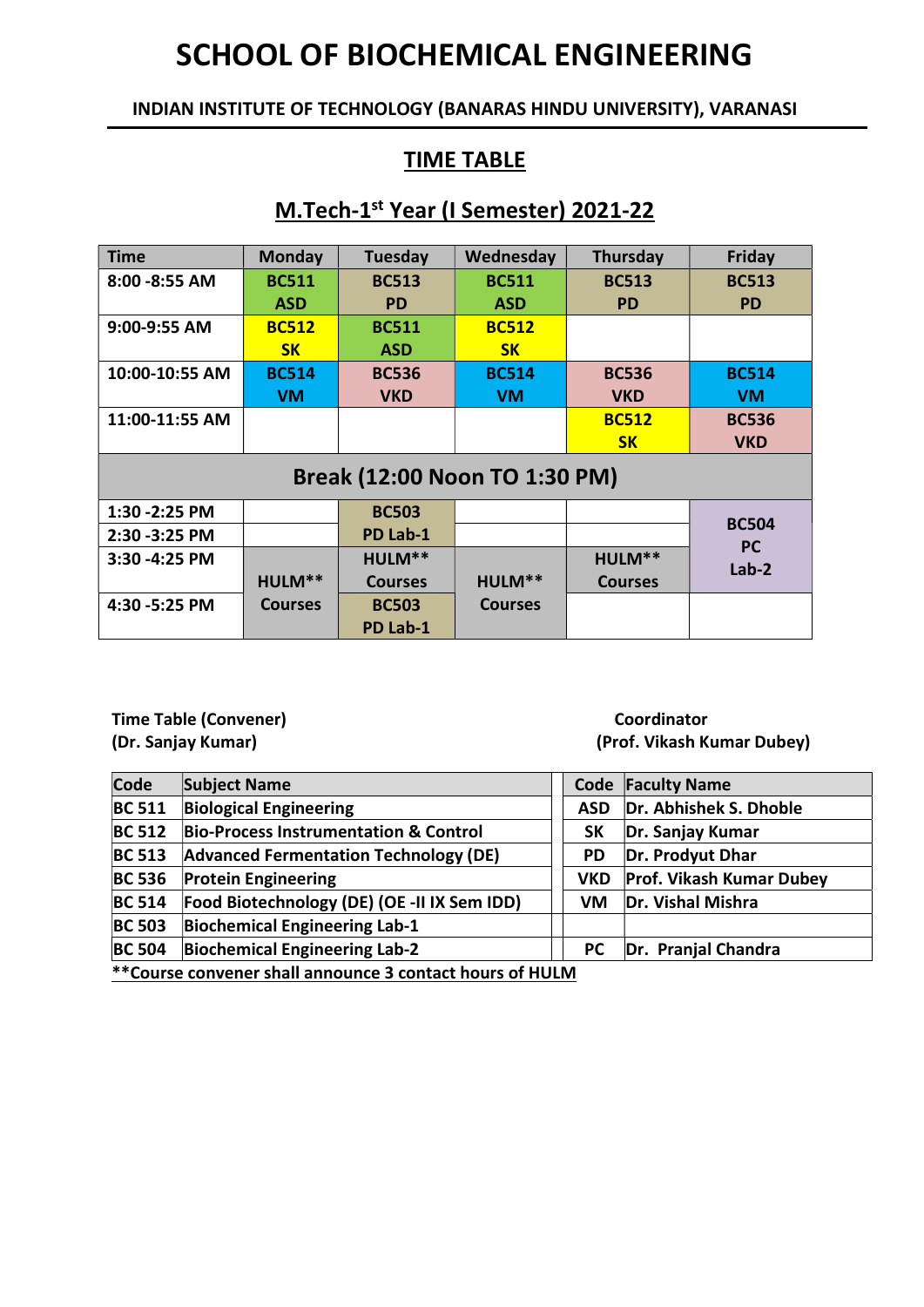# SCHOOL OF BIOCHEMICAL ENGINEERING

**INDIAN INSTITUTE OF TECHNOLOGY (BANARAS HINDU UNIVERSITY), VARANASI**

## TIME TABLE

## M.Tech-1st Year (I Semester) 2021-22

| Time | Monday | Tuesday | Wednesday | Thursday | Friday |
|---|---|---|---|---|---|
| 8:00 -8:55 AM | BC511 ASD | BC513 PD | BC511 ASD | BC513 PD | BC513 PD |
| 9:00-9:55 AM | BC512 SK | BC511 ASD | BC512 SK | | |
| 10:00-10:55 AM | BC514 VM | BC536 VKD | BC514 VM | BC536 VKD | BC514 VM |
| 11:00-11:55 AM | | | | BC512 SK | BC536 VKD |
| Break (12:00 Noon TO 1:30 PM) | | | | | |
| 1:30 -2:25 PM | | BC503 PD Lab-1 | | | BC504 PC Lab-2 |
| 2:30 -3:25 PM | | | | | |
| 3:30 -4:25 PM | HULM** Courses | HULM** Courses | HULM** Courses | HULM** Courses | |
| 4:30 -5:25 PM | | BC503 PD Lab-1 | | | |

**Time Table (Convener)**
**(Dr. Sanjay Kumar)**

**Coordinator**
**(Prof. Vikash Kumar Dubey)**

| Code | Subject Name | Code | Faculty Name |
|---|---|---|---|
| BC 511 | Biological Engineering | ASD | Dr. Abhishek S. Dhoble |
| BC 512 | Bio-Process Instrumentation & Control | SK | Dr. Sanjay Kumar |
| BC 513 | Advanced Fermentation Technology (DE) | PD | Dr. Prodyut Dhar |
| BC 536 | Protein Engineering | VKD | Prof. Vikash Kumar Dubey |
| BC 514 | Food Biotechnology (DE) (OE -II IX Sem IDD) | VM | Dr. Vishal Mishra |
| BC 503 | Biochemical Engineering Lab-1 | | |
| BC 504 | Biochemical Engineering Lab-2 | PC | Dr. Pranjal Chandra |

**\*\*Course convener shall announce 3 contact hours of HULM**